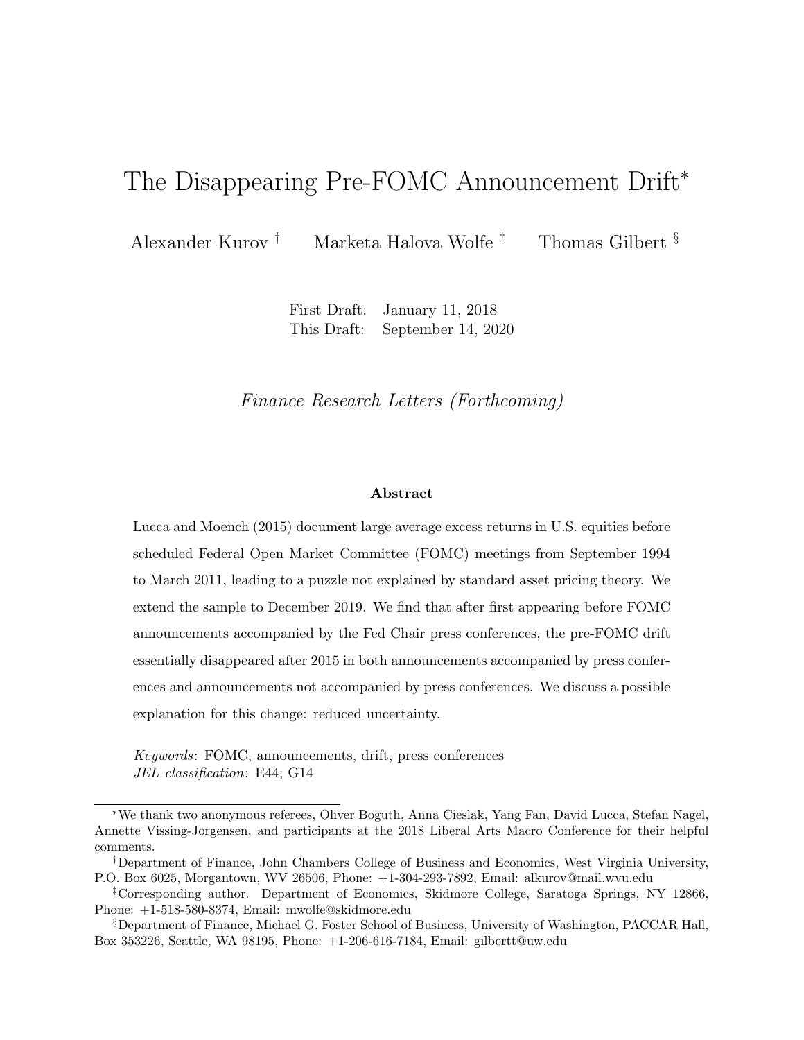# The Disappearing Pre-FOMC Announcement Drift*

Alexander Kurov † Marketa Halova Wolfe ‡ Thomas Gilbert §

First Draft: January 11, 2018
This Draft: September 14, 2020

*Finance Research Letters (Forthcoming)*

### Abstract

Lucca and Moench (2015) document large average excess returns in U.S. equities before scheduled Federal Open Market Committee (FOMC) meetings from September 1994 to March 2011, leading to a puzzle not explained by standard asset pricing theory. We extend the sample to December 2019. We find that after first appearing before FOMC announcements accompanied by the Fed Chair press conferences, the pre-FOMC drift essentially disappeared after 2015 in both announcements accompanied by press conferences and announcements not accompanied by press conferences. We discuss a possible explanation for this change: reduced uncertainty.

*Keywords*: FOMC, announcements, drift, press conferences
*JEL classification*: E44; G14

---

*We thank two anonymous referees, Oliver Boguth, Anna Cieslak, Yang Fan, David Lucca, Stefan Nagel, Annette Vissing-Jorgensen, and participants at the 2018 Liberal Arts Macro Conference for their helpful comments.

†Department of Finance, John Chambers College of Business and Economics, West Virginia University, P.O. Box 6025, Morgantown, WV 26506, Phone: +1-304-293-7892, Email: alkurov@mail.wvu.edu

‡Corresponding author. Department of Economics, Skidmore College, Saratoga Springs, NY 12866, Phone: +1-518-580-8374, Email: mwolfe@skidmore.edu

§Department of Finance, Michael G. Foster School of Business, University of Washington, PACCAR Hall, Box 353226, Seattle, WA 98195, Phone: +1-206-616-7184, Email: gilbertt@uw.edu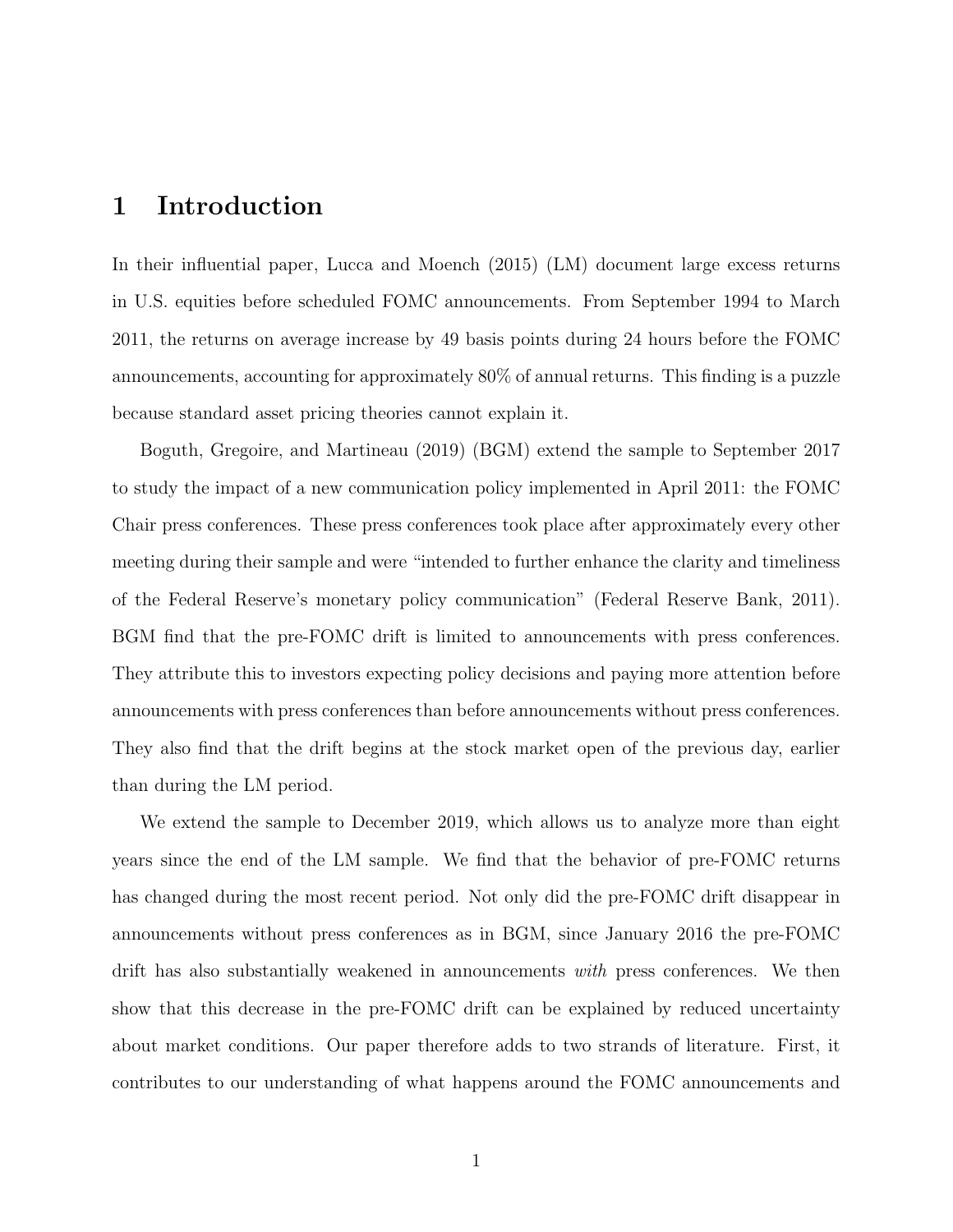# 1 Introduction

In their influential paper, Lucca and Moench (2015) (LM) document large excess returns in U.S. equities before scheduled FOMC announcements. From September 1994 to March 2011, the returns on average increase by 49 basis points during 24 hours before the FOMC announcements, accounting for approximately 80% of annual returns. This finding is a puzzle because standard asset pricing theories cannot explain it.

Boguth, Gregoire, and Martineau (2019) (BGM) extend the sample to September 2017 to study the impact of a new communication policy implemented in April 2011: the FOMC Chair press conferences. These press conferences took place after approximately every other meeting during their sample and were "intended to further enhance the clarity and timeliness of the Federal Reserve's monetary policy communication" (Federal Reserve Bank, 2011). BGM find that the pre-FOMC drift is limited to announcements with press conferences. They attribute this to investors expecting policy decisions and paying more attention before announcements with press conferences than before announcements without press conferences. They also find that the drift begins at the stock market open of the previous day, earlier than during the LM period.

We extend the sample to December 2019, which allows us to analyze more than eight years since the end of the LM sample. We find that the behavior of pre-FOMC returns has changed during the most recent period. Not only did the pre-FOMC drift disappear in announcements without press conferences as in BGM, since January 2016 the pre-FOMC drift has also substantially weakened in announcements *with* press conferences. We then show that this decrease in the pre-FOMC drift can be explained by reduced uncertainty about market conditions. Our paper therefore adds to two strands of literature. First, it contributes to our understanding of what happens around the FOMC announcements and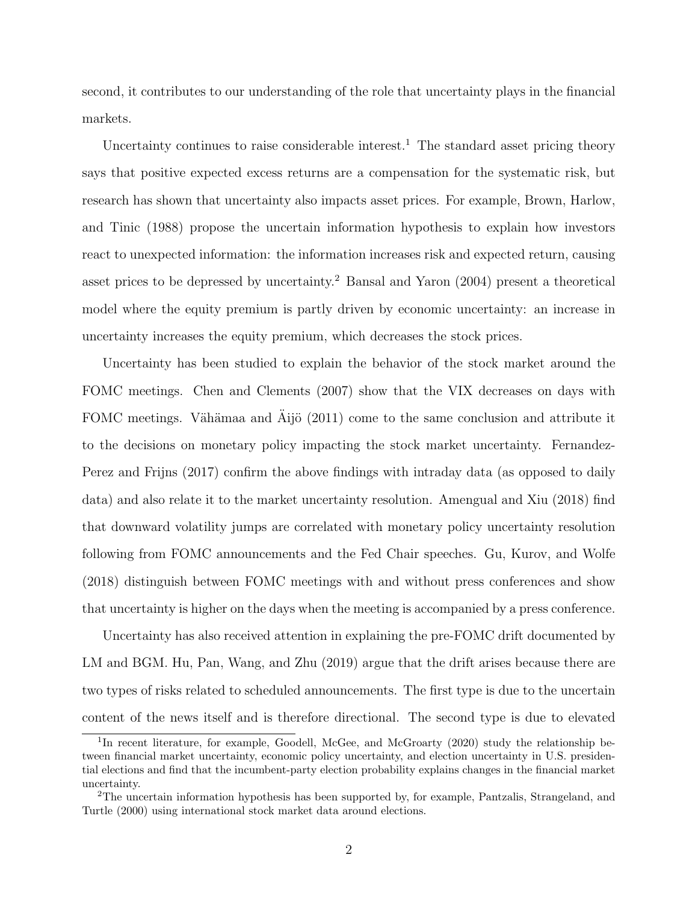second, it contributes to our understanding of the role that uncertainty plays in the financial markets.

Uncertainty continues to raise considerable interest.[1] The standard asset pricing theory says that positive expected excess returns are a compensation for the systematic risk, but research has shown that uncertainty also impacts asset prices. For example, Brown, Harlow, and Tinic (1988) propose the uncertain information hypothesis to explain how investors react to unexpected information: the information increases risk and expected return, causing asset prices to be depressed by uncertainty.[2] Bansal and Yaron (2004) present a theoretical model where the equity premium is partly driven by economic uncertainty: an increase in uncertainty increases the equity premium, which decreases the stock prices.

Uncertainty has been studied to explain the behavior of the stock market around the FOMC meetings. Chen and Clements (2007) show that the VIX decreases on days with FOMC meetings. Vähämaa and Äijö (2011) come to the same conclusion and attribute it to the decisions on monetary policy impacting the stock market uncertainty. Fernandez-Perez and Frijns (2017) confirm the above findings with intraday data (as opposed to daily data) and also relate it to the market uncertainty resolution. Amengual and Xiu (2018) find that downward volatility jumps are correlated with monetary policy uncertainty resolution following from FOMC announcements and the Fed Chair speeches. Gu, Kurov, and Wolfe (2018) distinguish between FOMC meetings with and without press conferences and show that uncertainty is higher on the days when the meeting is accompanied by a press conference.

Uncertainty has also received attention in explaining the pre-FOMC drift documented by LM and BGM. Hu, Pan, Wang, and Zhu (2019) argue that the drift arises because there are two types of risks related to scheduled announcements. The first type is due to the uncertain content of the news itself and is therefore directional. The second type is due to elevated

[1] In recent literature, for example, Goodell, McGee, and McGroarty (2020) study the relationship between financial market uncertainty, economic policy uncertainty, and election uncertainty in U.S. presidential elections and find that the incumbent-party election probability explains changes in the financial market uncertainty.

[2] The uncertain information hypothesis has been supported by, for example, Pantzalis, Strangeland, and Turtle (2000) using international stock market data around elections.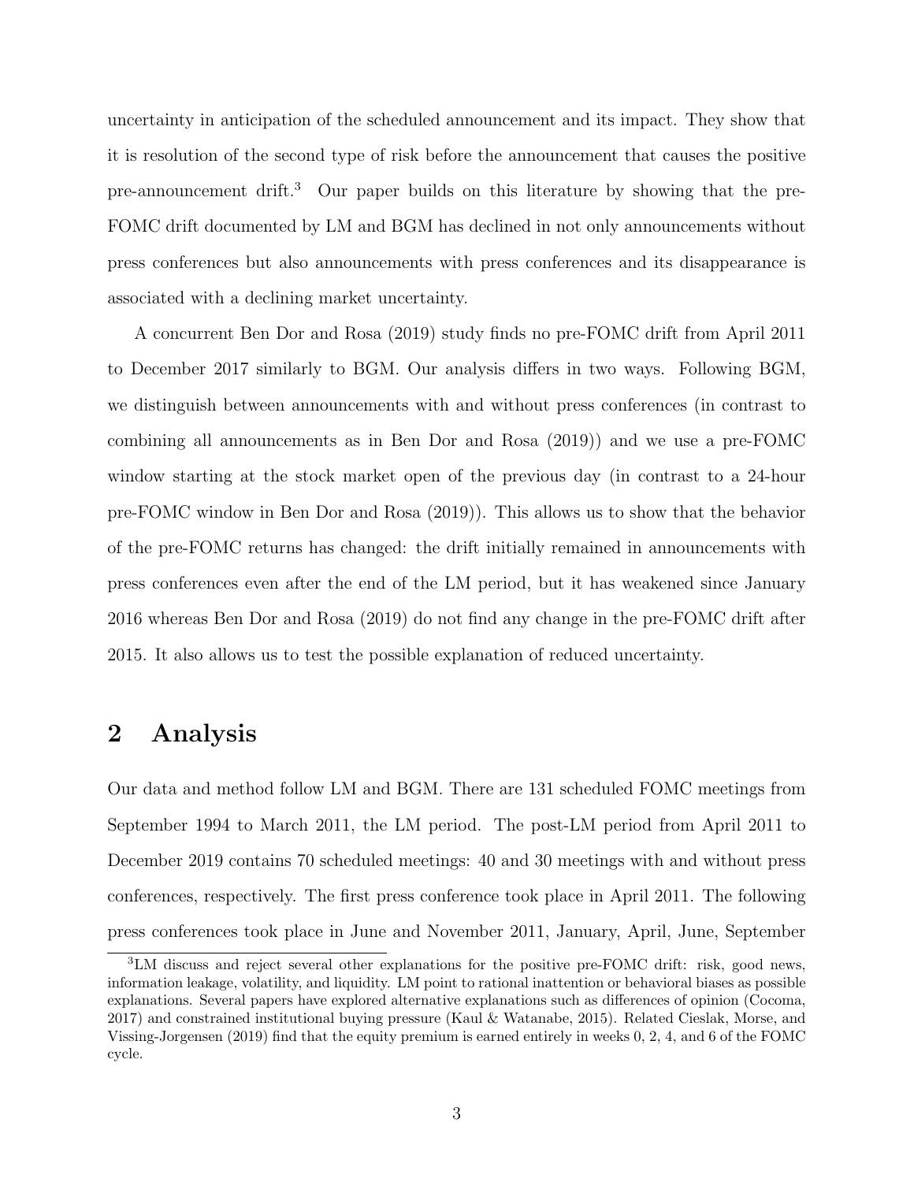uncertainty in anticipation of the scheduled announcement and its impact. They show that it is resolution of the second type of risk before the announcement that causes the positive pre-announcement drift.[3] Our paper builds on this literature by showing that the pre-FOMC drift documented by LM and BGM has declined in not only announcements without press conferences but also announcements with press conferences and its disappearance is associated with a declining market uncertainty.

A concurrent Ben Dor and Rosa (2019) study finds no pre-FOMC drift from April 2011 to December 2017 similarly to BGM. Our analysis differs in two ways. Following BGM, we distinguish between announcements with and without press conferences (in contrast to combining all announcements as in Ben Dor and Rosa (2019)) and we use a pre-FOMC window starting at the stock market open of the previous day (in contrast to a 24-hour pre-FOMC window in Ben Dor and Rosa (2019)). This allows us to show that the behavior of the pre-FOMC returns has changed: the drift initially remained in announcements with press conferences even after the end of the LM period, but it has weakened since January 2016 whereas Ben Dor and Rosa (2019) do not find any change in the pre-FOMC drift after 2015. It also allows us to test the possible explanation of reduced uncertainty.

## 2 Analysis

Our data and method follow LM and BGM. There are 131 scheduled FOMC meetings from September 1994 to March 2011, the LM period. The post-LM period from April 2011 to December 2019 contains 70 scheduled meetings: 40 and 30 meetings with and without press conferences, respectively. The first press conference took place in April 2011. The following press conferences took place in June and November 2011, January, April, June, September

[3]LM discuss and reject several other explanations for the positive pre-FOMC drift: risk, good news, information leakage, volatility, and liquidity. LM point to rational inattention or behavioral biases as possible explanations. Several papers have explored alternative explanations such as differences of opinion (Cocoma, 2017) and constrained institutional buying pressure (Kaul & Watanabe, 2015). Related Cieslak, Morse, and Vissing-Jorgensen (2019) find that the equity premium is earned entirely in weeks 0, 2, 4, and 6 of the FOMC cycle.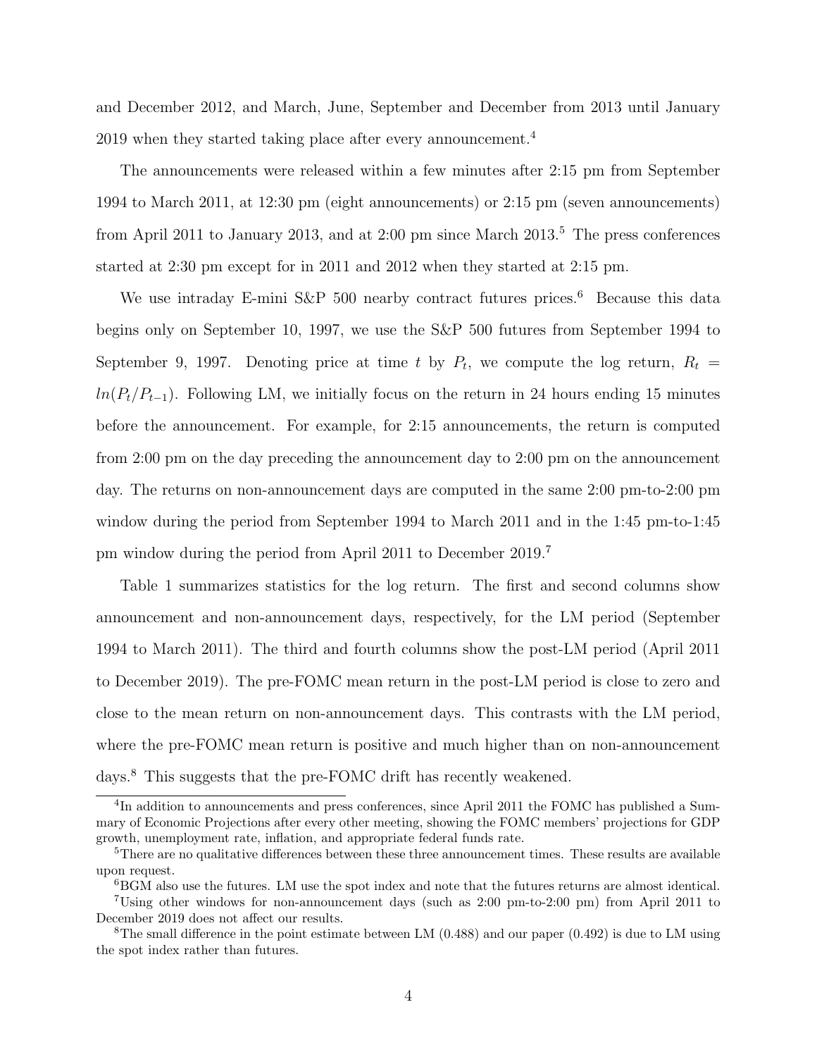and December 2012, and March, June, September and December from 2013 until January 2019 when they started taking place after every announcement.[4]

The announcements were released within a few minutes after 2:15 pm from September 1994 to March 2011, at 12:30 pm (eight announcements) or 2:15 pm (seven announcements) from April 2011 to January 2013, and at 2:00 pm since March 2013.[5] The press conferences started at 2:30 pm except for in 2011 and 2012 when they started at 2:15 pm.

We use intraday E-mini S&P 500 nearby contract futures prices.[6] Because this data begins only on September 10, 1997, we use the S&P 500 futures from September 1994 to September 9, 1997. Denoting price at time $t$ by $P_t$, we compute the log return, $R_t = ln(P_t/P_{t-1})$. Following LM, we initially focus on the return in 24 hours ending 15 minutes before the announcement. For example, for 2:15 announcements, the return is computed from 2:00 pm on the day preceding the announcement day to 2:00 pm on the announcement day. The returns on non-announcement days are computed in the same 2:00 pm-to-2:00 pm window during the period from September 1994 to March 2011 and in the 1:45 pm-to-1:45 pm window during the period from April 2011 to December 2019.[7]

Table 1 summarizes statistics for the log return. The first and second columns show announcement and non-announcement days, respectively, for the LM period (September 1994 to March 2011). The third and fourth columns show the post-LM period (April 2011 to December 2019). The pre-FOMC mean return in the post-LM period is close to zero and close to the mean return on non-announcement days. This contrasts with the LM period, where the pre-FOMC mean return is positive and much higher than on non-announcement days.[8] This suggests that the pre-FOMC drift has recently weakened.

[4] In addition to announcements and press conferences, since April 2011 the FOMC has published a Summary of Economic Projections after every other meeting, showing the FOMC members' projections for GDP growth, unemployment rate, inflation, and appropriate federal funds rate.

[5] There are no qualitative differences between these three announcement times. These results are available upon request.

[6] BGM also use the futures. LM use the spot index and note that the futures returns are almost identical.

[7] Using other windows for non-announcement days (such as 2:00 pm-to-2:00 pm) from April 2011 to December 2019 does not affect our results.

[8] The small difference in the point estimate between LM (0.488) and our paper (0.492) is due to LM using the spot index rather than futures.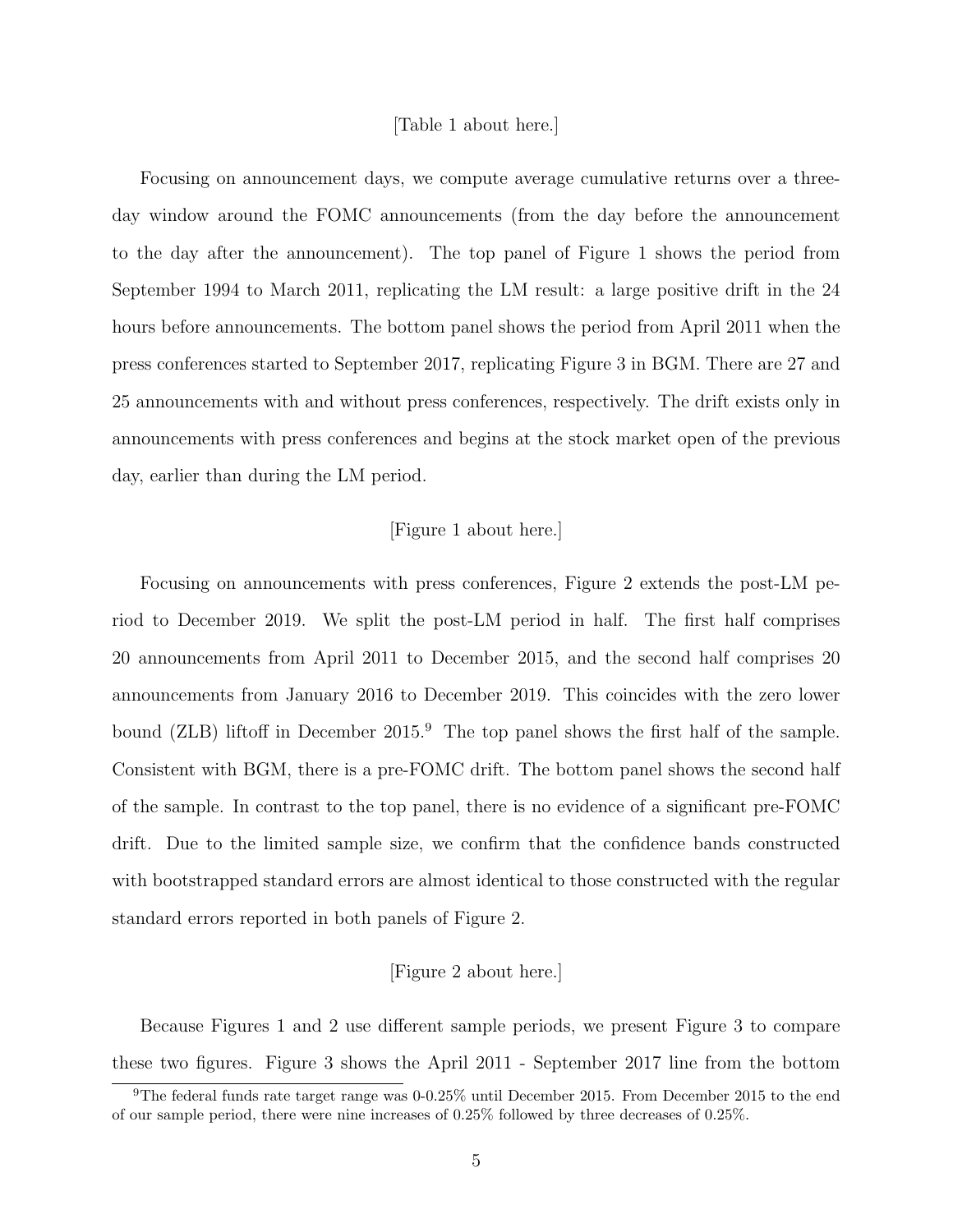[Table 1 about here.]

Focusing on announcement days, we compute average cumulative returns over a three-day window around the FOMC announcements (from the day before the announcement to the day after the announcement). The top panel of Figure 1 shows the period from September 1994 to March 2011, replicating the LM result: a large positive drift in the 24 hours before announcements. The bottom panel shows the period from April 2011 when the press conferences started to September 2017, replicating Figure 3 in BGM. There are 27 and 25 announcements with and without press conferences, respectively. The drift exists only in announcements with press conferences and begins at the stock market open of the previous day, earlier than during the LM period.

[Figure 1 about here.]

Focusing on announcements with press conferences, Figure 2 extends the post-LM period to December 2019. We split the post-LM period in half. The first half comprises 20 announcements from April 2011 to December 2015, and the second half comprises 20 announcements from January 2016 to December 2019. This coincides with the zero lower bound (ZLB) liftoff in December 2015.[9] The top panel shows the first half of the sample. Consistent with BGM, there is a pre-FOMC drift. The bottom panel shows the second half of the sample. In contrast to the top panel, there is no evidence of a significant pre-FOMC drift. Due to the limited sample size, we confirm that the confidence bands constructed with bootstrapped standard errors are almost identical to those constructed with the regular standard errors reported in both panels of Figure 2.

[Figure 2 about here.]

Because Figures 1 and 2 use different sample periods, we present Figure 3 to compare these two figures. Figure 3 shows the April 2011 - September 2017 line from the bottom

[9] The federal funds rate target range was 0-0.25% until December 2015. From December 2015 to the end of our sample period, there were nine increases of 0.25% followed by three decreases of 0.25%.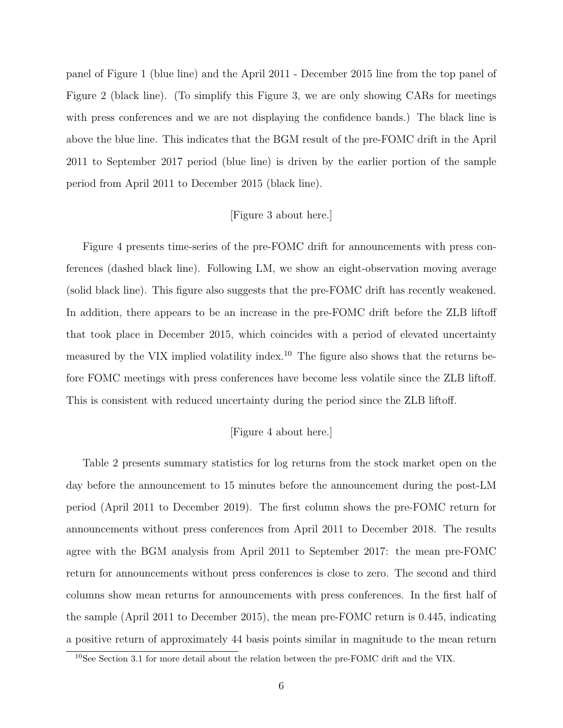panel of Figure 1 (blue line) and the April 2011 - December 2015 line from the top panel of Figure 2 (black line). (To simplify this Figure 3, we are only showing CARs for meetings with press conferences and we are not displaying the confidence bands.) The black line is above the blue line. This indicates that the BGM result of the pre-FOMC drift in the April 2011 to September 2017 period (blue line) is driven by the earlier portion of the sample period from April 2011 to December 2015 (black line).

[Figure 3 about here.]

Figure 4 presents time-series of the pre-FOMC drift for announcements with press conferences (dashed black line). Following LM, we show an eight-observation moving average (solid black line). This figure also suggests that the pre-FOMC drift has recently weakened. In addition, there appears to be an increase in the pre-FOMC drift before the ZLB liftoff that took place in December 2015, which coincides with a period of elevated uncertainty measured by the VIX implied volatility index.[10] The figure also shows that the returns before FOMC meetings with press conferences have become less volatile since the ZLB liftoff. This is consistent with reduced uncertainty during the period since the ZLB liftoff.

[Figure 4 about here.]

Table 2 presents summary statistics for log returns from the stock market open on the day before the announcement to 15 minutes before the announcement during the post-LM period (April 2011 to December 2019). The first column shows the pre-FOMC return for announcements without press conferences from April 2011 to December 2018. The results agree with the BGM analysis from April 2011 to September 2017: the mean pre-FOMC return for announcements without press conferences is close to zero. The second and third columns show mean returns for announcements with press conferences. In the first half of the sample (April 2011 to December 2015), the mean pre-FOMC return is 0.445, indicating a positive return of approximately 44 basis points similar in magnitude to the mean return

[10] See Section 3.1 for more detail about the relation between the pre-FOMC drift and the VIX.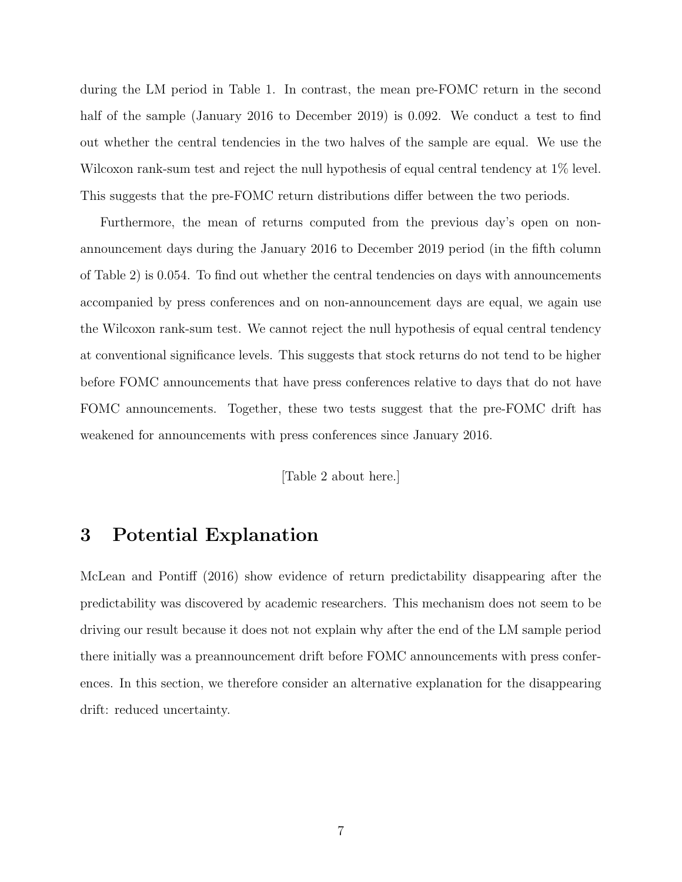during the LM period in Table 1. In contrast, the mean pre-FOMC return in the second half of the sample (January 2016 to December 2019) is 0.092. We conduct a test to find out whether the central tendencies in the two halves of the sample are equal. We use the Wilcoxon rank-sum test and reject the null hypothesis of equal central tendency at 1% level. This suggests that the pre-FOMC return distributions differ between the two periods.

Furthermore, the mean of returns computed from the previous day's open on non-announcement days during the January 2016 to December 2019 period (in the fifth column of Table 2) is 0.054. To find out whether the central tendencies on days with announcements accompanied by press conferences and on non-announcement days are equal, we again use the Wilcoxon rank-sum test. We cannot reject the null hypothesis of equal central tendency at conventional significance levels. This suggests that stock returns do not tend to be higher before FOMC announcements that have press conferences relative to days that do not have FOMC announcements. Together, these two tests suggest that the pre-FOMC drift has weakened for announcements with press conferences since January 2016.

[Table 2 about here.]

# 3 Potential Explanation

McLean and Pontiff (2016) show evidence of return predictability disappearing after the predictability was discovered by academic researchers. This mechanism does not seem to be driving our result because it does not not explain why after the end of the LM sample period there initially was a preannouncement drift before FOMC announcements with press conferences. In this section, we therefore consider an alternative explanation for the disappearing drift: reduced uncertainty.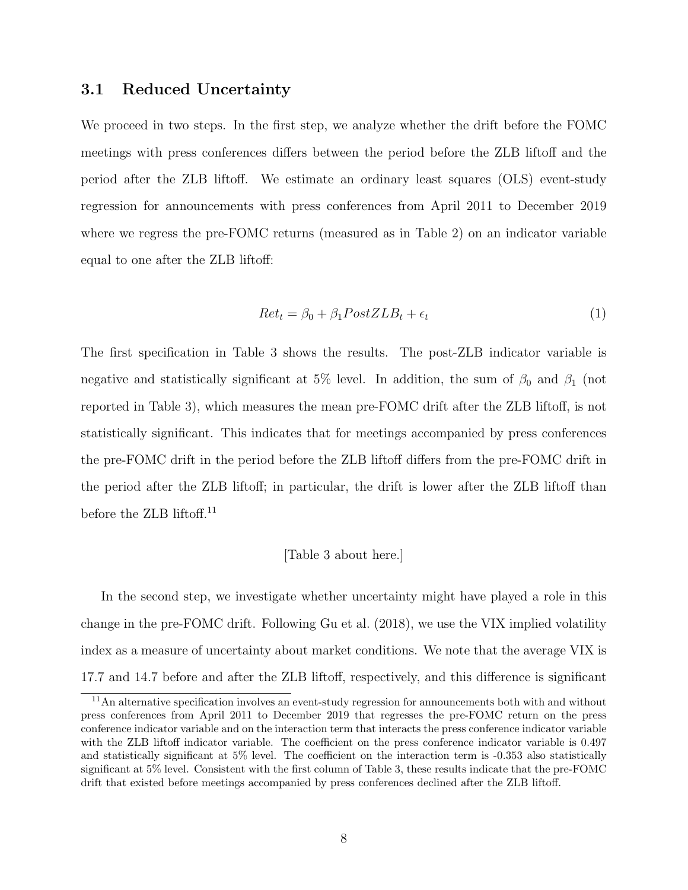### 3.1 Reduced Uncertainty

We proceed in two steps. In the first step, we analyze whether the drift before the FOMC meetings with press conferences differs between the period before the ZLB liftoff and the period after the ZLB liftoff. We estimate an ordinary least squares (OLS) event-study regression for announcements with press conferences from April 2011 to December 2019 where we regress the pre-FOMC returns (measured as in Table 2) on an indicator variable equal to one after the ZLB liftoff:

$$Ret_t = \beta_0 + \beta_1 PostZLB_t + \epsilon_t \tag{1}$$

The first specification in Table 3 shows the results. The post-ZLB indicator variable is negative and statistically significant at 5% level. In addition, the sum of $\beta_0$ and $\beta_1$ (not reported in Table 3), which measures the mean pre-FOMC drift after the ZLB liftoff, is not statistically significant. This indicates that for meetings accompanied by press conferences the pre-FOMC drift in the period before the ZLB liftoff differs from the pre-FOMC drift in the period after the ZLB liftoff; in particular, the drift is lower after the ZLB liftoff than before the ZLB liftoff.[11]

[Table 3 about here.]

In the second step, we investigate whether uncertainty might have played a role in this change in the pre-FOMC drift. Following Gu et al. (2018), we use the VIX implied volatility index as a measure of uncertainty about market conditions. We note that the average VIX is 17.7 and 14.7 before and after the ZLB liftoff, respectively, and this difference is significant

[11] An alternative specification involves an event-study regression for announcements both with and without press conferences from April 2011 to December 2019 that regresses the pre-FOMC return on the press conference indicator variable and on the interaction term that interacts the press conference indicator variable with the ZLB liftoff indicator variable. The coefficient on the press conference indicator variable is 0.497 and statistically significant at 5% level. The coefficient on the interaction term is -0.353 also statistically significant at 5% level. Consistent with the first column of Table 3, these results indicate that the pre-FOMC drift that existed before meetings accompanied by press conferences declined after the ZLB liftoff.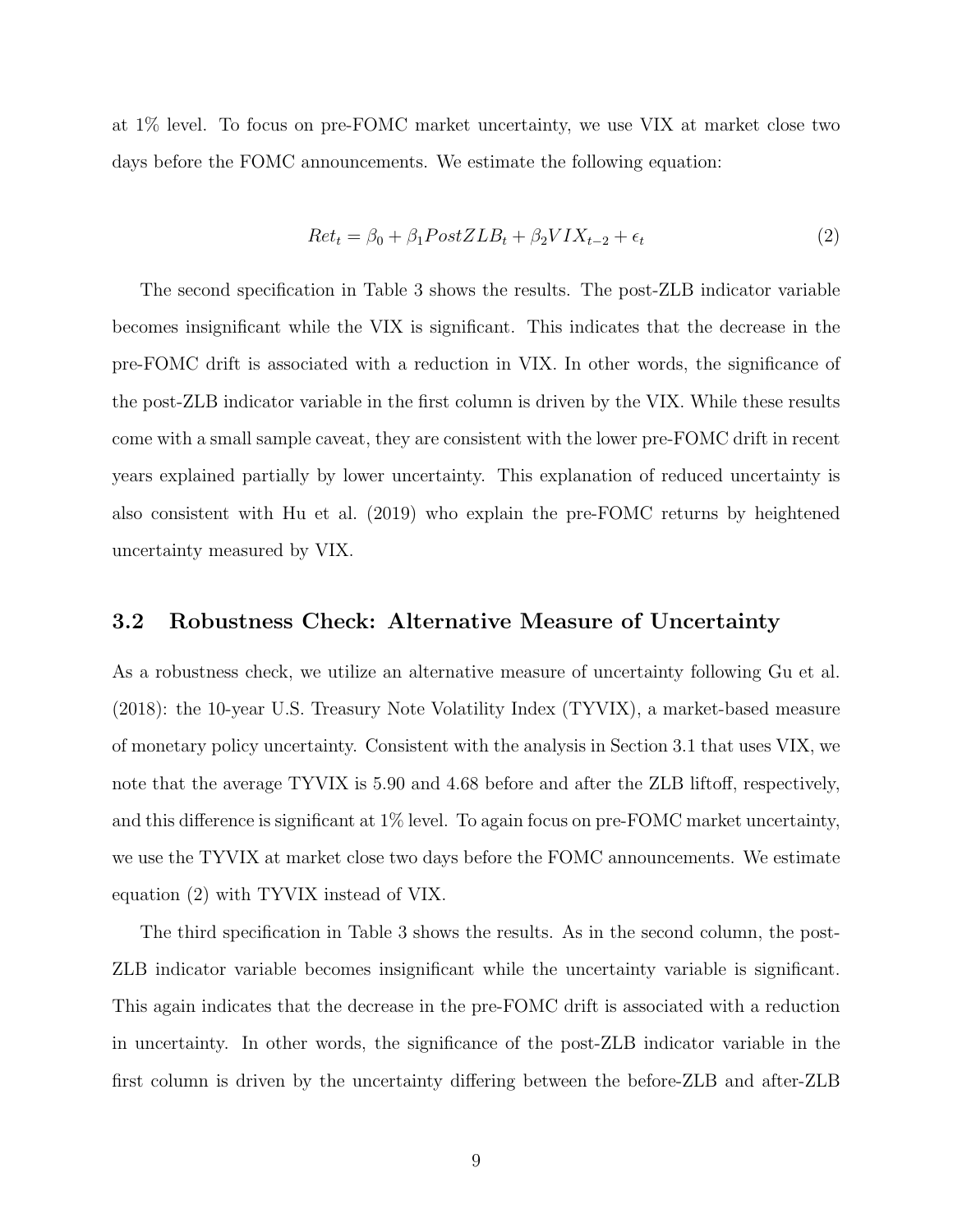at 1% level. To focus on pre-FOMC market uncertainty, we use VIX at market close two days before the FOMC announcements. We estimate the following equation:

$$Ret_t = \beta_0 + \beta_1 PostZLB_t + \beta_2 VIX_{t-2} + \epsilon_t \tag{2}$$

The second specification in Table 3 shows the results. The post-ZLB indicator variable becomes insignificant while the VIX is significant. This indicates that the decrease in the pre-FOMC drift is associated with a reduction in VIX. In other words, the significance of the post-ZLB indicator variable in the first column is driven by the VIX. While these results come with a small sample caveat, they are consistent with the lower pre-FOMC drift in recent years explained partially by lower uncertainty. This explanation of reduced uncertainty is also consistent with Hu et al. (2019) who explain the pre-FOMC returns by heightened uncertainty measured by VIX.

## 3.2 Robustness Check: Alternative Measure of Uncertainty

As a robustness check, we utilize an alternative measure of uncertainty following Gu et al. (2018): the 10-year U.S. Treasury Note Volatility Index (TYVIX), a market-based measure of monetary policy uncertainty. Consistent with the analysis in Section 3.1 that uses VIX, we note that the average TYVIX is 5.90 and 4.68 before and after the ZLB liftoff, respectively, and this difference is significant at 1% level. To again focus on pre-FOMC market uncertainty, we use the TYVIX at market close two days before the FOMC announcements. We estimate equation (2) with TYVIX instead of VIX.

The third specification in Table 3 shows the results. As in the second column, the post-ZLB indicator variable becomes insignificant while the uncertainty variable is significant. This again indicates that the decrease in the pre-FOMC drift is associated with a reduction in uncertainty. In other words, the significance of the post-ZLB indicator variable in the first column is driven by the uncertainty differing between the before-ZLB and after-ZLB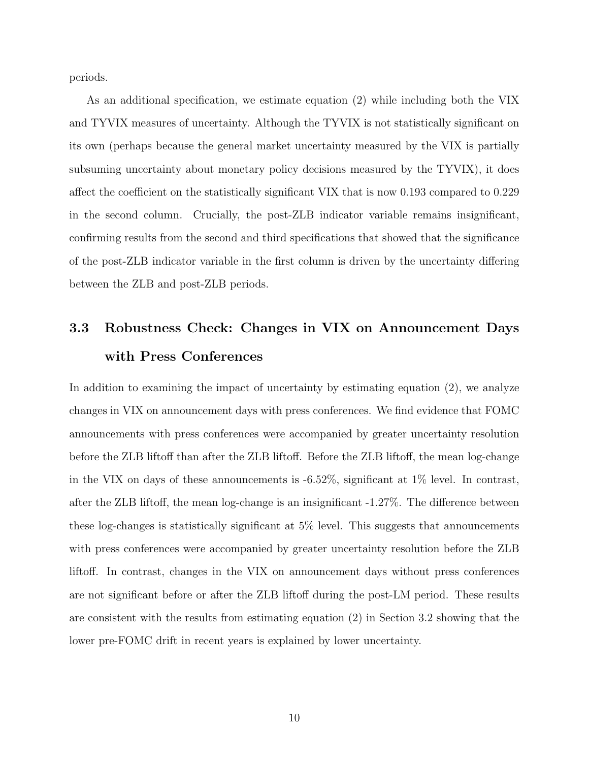periods.

As an additional specification, we estimate equation (2) while including both the VIX and TYVIX measures of uncertainty. Although the TYVIX is not statistically significant on its own (perhaps because the general market uncertainty measured by the VIX is partially subsuming uncertainty about monetary policy decisions measured by the TYVIX), it does affect the coefficient on the statistically significant VIX that is now 0.193 compared to 0.229 in the second column. Crucially, the post-ZLB indicator variable remains insignificant, confirming results from the second and third specifications that showed that the significance of the post-ZLB indicator variable in the first column is driven by the uncertainty differing between the ZLB and post-ZLB periods.

## 3.3 Robustness Check: Changes in VIX on Announcement Days with Press Conferences

In addition to examining the impact of uncertainty by estimating equation (2), we analyze changes in VIX on announcement days with press conferences. We find evidence that FOMC announcements with press conferences were accompanied by greater uncertainty resolution before the ZLB liftoff than after the ZLB liftoff. Before the ZLB liftoff, the mean log-change in the VIX on days of these announcements is -6.52%, significant at 1% level. In contrast, after the ZLB liftoff, the mean log-change is an insignificant -1.27%. The difference between these log-changes is statistically significant at 5% level. This suggests that announcements with press conferences were accompanied by greater uncertainty resolution before the ZLB liftoff. In contrast, changes in the VIX on announcement days without press conferences are not significant before or after the ZLB liftoff during the post-LM period. These results are consistent with the results from estimating equation (2) in Section 3.2 showing that the lower pre-FOMC drift in recent years is explained by lower uncertainty.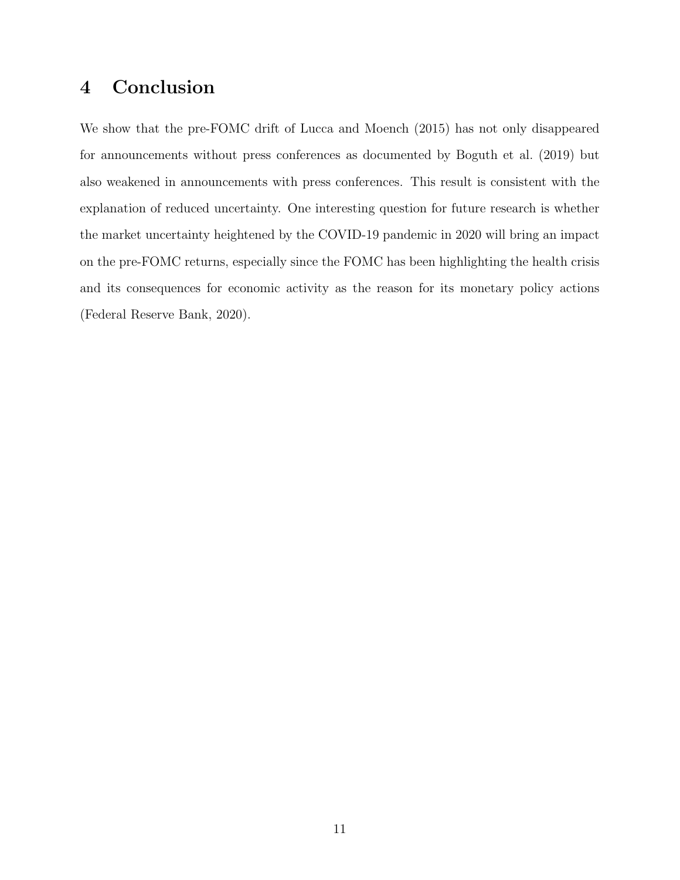# 4 Conclusion

We show that the pre-FOMC drift of Lucca and Moench (2015) has not only disappeared for announcements without press conferences as documented by Boguth et al. (2019) but also weakened in announcements with press conferences. This result is consistent with the explanation of reduced uncertainty. One interesting question for future research is whether the market uncertainty heightened by the COVID-19 pandemic in 2020 will bring an impact on the pre-FOMC returns, especially since the FOMC has been highlighting the health crisis and its consequences for economic activity as the reason for its monetary policy actions (Federal Reserve Bank, 2020).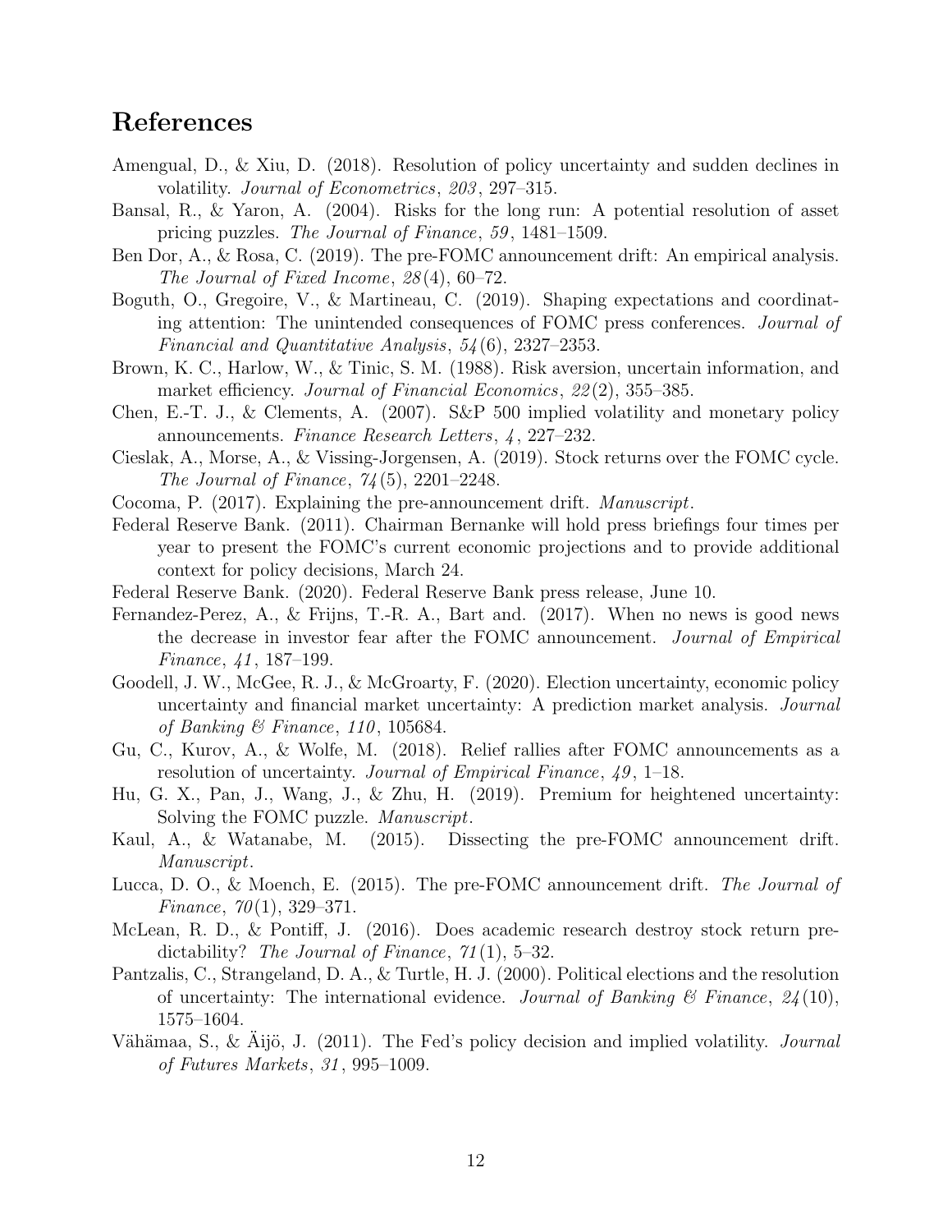## References

Amengual, D., & Xiu, D. (2018). Resolution of policy uncertainty and sudden declines in volatility. *Journal of Econometrics*, *203*, 297–315.

Bansal, R., & Yaron, A. (2004). Risks for the long run: A potential resolution of asset pricing puzzles. *The Journal of Finance*, *59*, 1481–1509.

Ben Dor, A., & Rosa, C. (2019). The pre-FOMC announcement drift: An empirical analysis. *The Journal of Fixed Income*, *28*(4), 60–72.

Boguth, O., Gregoire, V., & Martineau, C. (2019). Shaping expectations and coordinating attention: The unintended consequences of FOMC press conferences. *Journal of Financial and Quantitative Analysis*, *54*(6), 2327–2353.

Brown, K. C., Harlow, W., & Tinic, S. M. (1988). Risk aversion, uncertain information, and market efficiency. *Journal of Financial Economics*, *22*(2), 355–385.

Chen, E.-T. J., & Clements, A. (2007). S&P 500 implied volatility and monetary policy announcements. *Finance Research Letters*, *4*, 227–232.

Cieslak, A., Morse, A., & Vissing-Jorgensen, A. (2019). Stock returns over the FOMC cycle. *The Journal of Finance*, *74*(5), 2201–2248.

Cocoma, P. (2017). Explaining the pre-announcement drift. *Manuscript*.

Federal Reserve Bank. (2011). Chairman Bernanke will hold press briefings four times per year to present the FOMC's current economic projections and to provide additional context for policy decisions, March 24.

Federal Reserve Bank. (2020). Federal Reserve Bank press release, June 10.

Fernandez-Perez, A., & Frijns, T.-R. A., Bart and. (2017). When no news is good news the decrease in investor fear after the FOMC announcement. *Journal of Empirical Finance*, *41*, 187–199.

Goodell, J. W., McGee, R. J., & McGroarty, F. (2020). Election uncertainty, economic policy uncertainty and financial market uncertainty: A prediction market analysis. *Journal of Banking & Finance*, *110*, 105684.

Gu, C., Kurov, A., & Wolfe, M. (2018). Relief rallies after FOMC announcements as a resolution of uncertainty. *Journal of Empirical Finance*, *49*, 1–18.

Hu, G. X., Pan, J., Wang, J., & Zhu, H. (2019). Premium for heightened uncertainty: Solving the FOMC puzzle. *Manuscript*.

Kaul, A., & Watanabe, M. (2015). Dissecting the pre-FOMC announcement drift. *Manuscript*.

Lucca, D. O., & Moench, E. (2015). The pre-FOMC announcement drift. *The Journal of Finance*, *70*(1), 329–371.

McLean, R. D., & Pontiff, J. (2016). Does academic research destroy stock return predictability? *The Journal of Finance*, *71*(1), 5–32.

Pantzalis, C., Strangeland, D. A., & Turtle, H. J. (2000). Political elections and the resolution of uncertainty: The international evidence. *Journal of Banking & Finance*, *24*(10), 1575–1604.

Vähämaa, S., & Äijö, J. (2011). The Fed's policy decision and implied volatility. *Journal of Futures Markets*, *31*, 995–1009.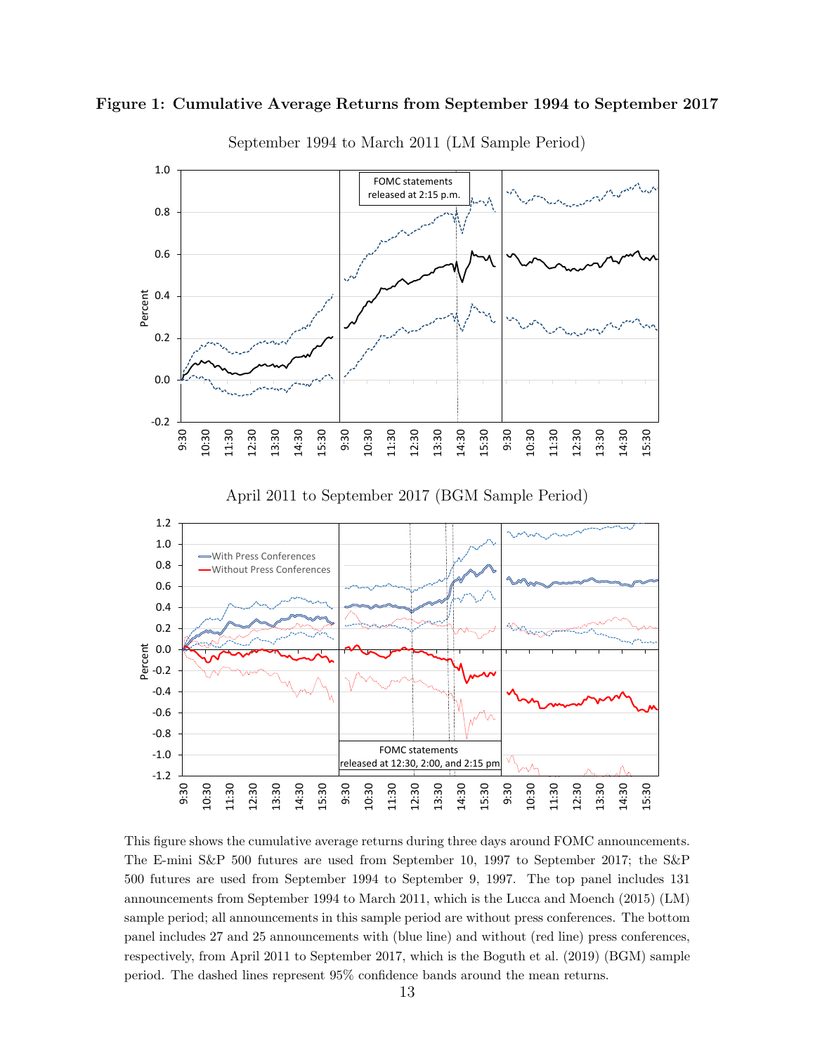**Figure 1: Cumulative Average Returns from September 1994 to September 2017**

September 1994 to March 2011 (LM Sample Period)

April 2011 to September 2017 (BGM Sample Period)

This figure shows the cumulative average returns during three days around FOMC announcements. The E-mini S&P 500 futures are used from September 10, 1997 to September 2017; the S&P 500 futures are used from September 1994 to September 9, 1997. The top panel includes 131 announcements from September 1994 to March 2011, which is the Lucca and Moench (2015) (LM) sample period; all announcements in this sample period are without press conferences. The bottom panel includes 27 and 25 announcements with (blue line) and without (red line) press conferences, respectively, from April 2011 to September 2017, which is the Boguth et al. (2019) (BGM) sample period. The dashed lines represent 95% confidence bands around the mean returns.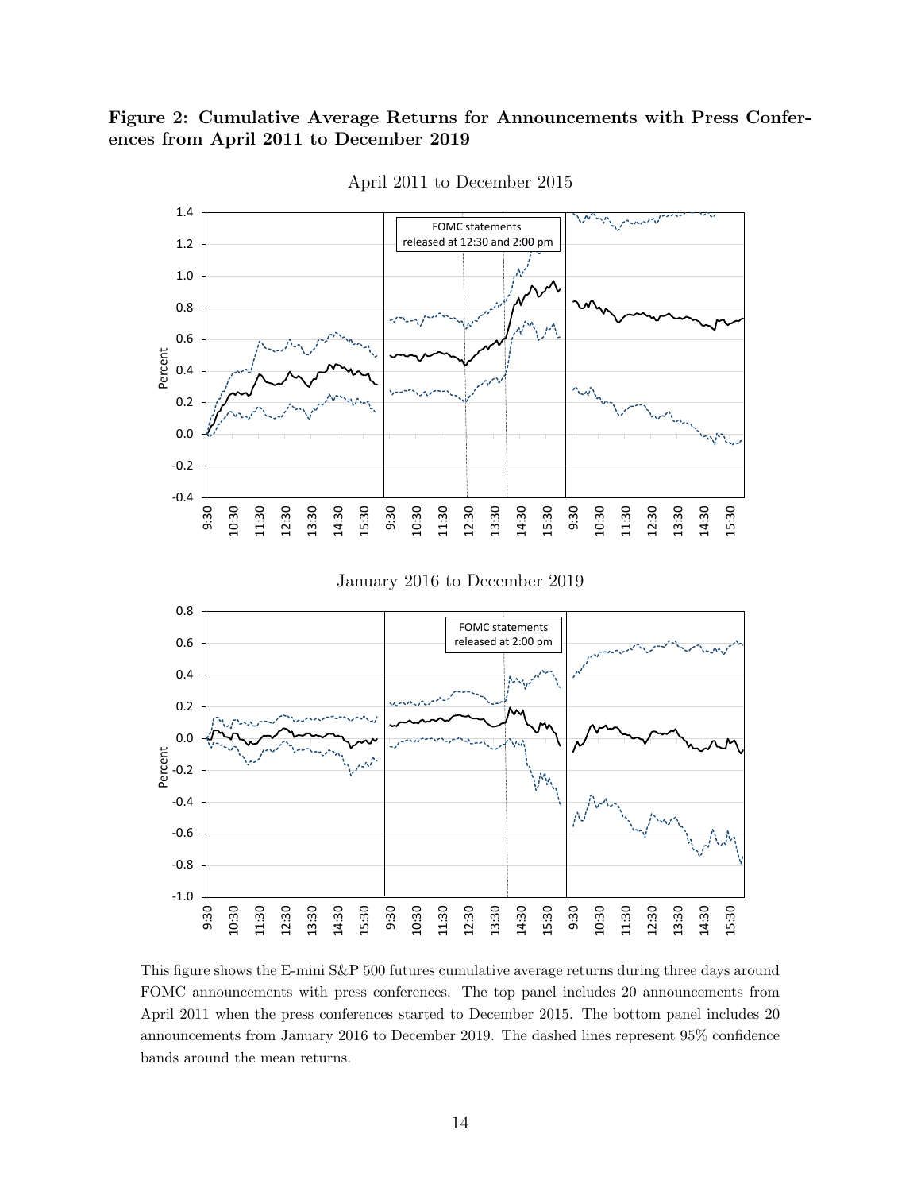**Figure 2: Cumulative Average Returns for Announcements with Press Conferences from April 2011 to December 2019**

This figure shows the E-mini S&P 500 futures cumulative average returns during three days around FOMC announcements with press conferences. The top panel includes 20 announcements from April 2011 when the press conferences started to December 2015. The bottom panel includes 20 announcements from January 2016 to December 2019. The dashed lines represent 95% confidence bands around the mean returns.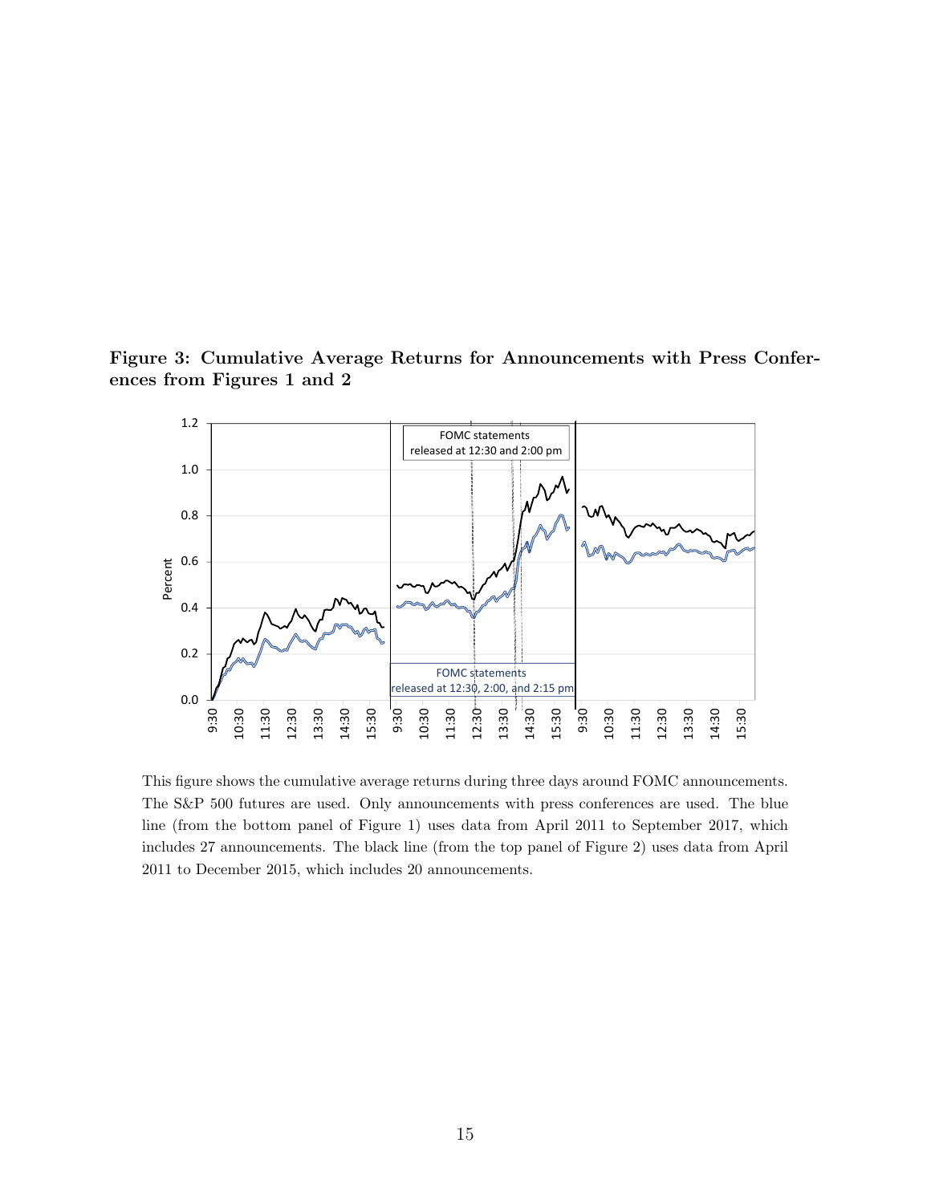**Figure 3: Cumulative Average Returns for Announcements with Press Conferences from Figures 1 and 2**

This figure shows the cumulative average returns during three days around FOMC announcements. The S&P 500 futures are used. Only announcements with press conferences are used. The blue line (from the bottom panel of Figure 1) uses data from April 2011 to September 2017, which includes 27 announcements. The black line (from the top panel of Figure 2) uses data from April 2011 to December 2015, which includes 20 announcements.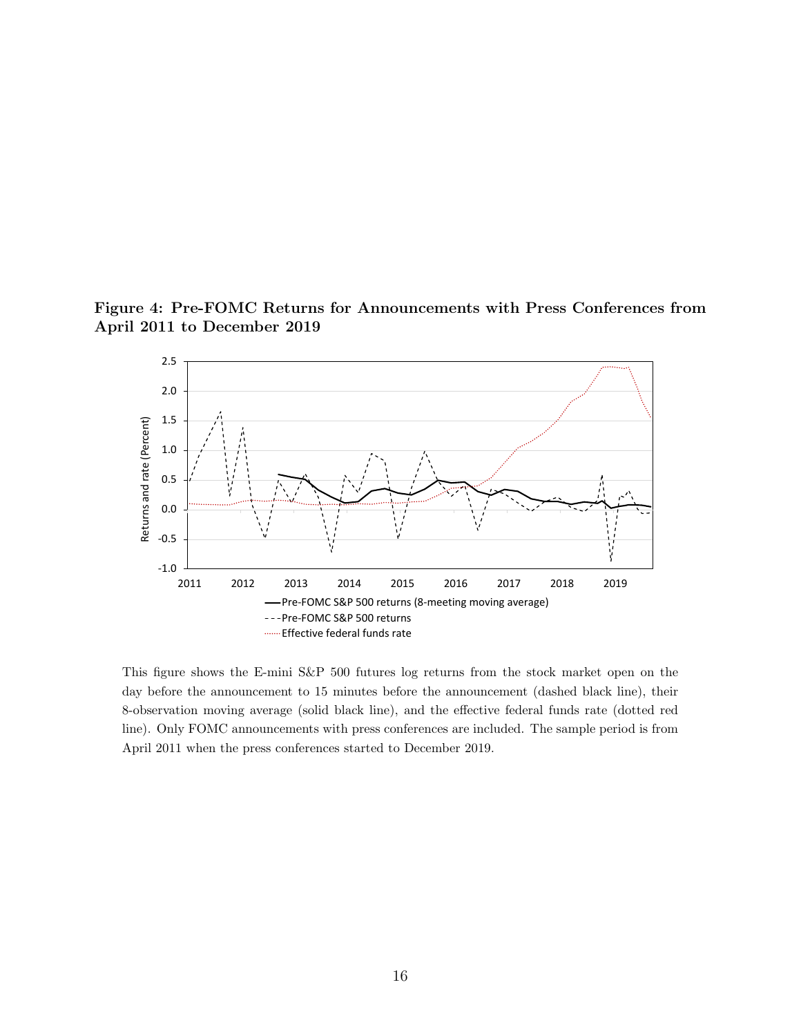**Figure 4: Pre-FOMC Returns for Announcements with Press Conferences from April 2011 to December 2019**

This figure shows the E-mini S&P 500 futures log returns from the stock market open on the day before the announcement to 15 minutes before the announcement (dashed black line), their 8-observation moving average (solid black line), and the effective federal funds rate (dotted red line). Only FOMC announcements with press conferences are included. The sample period is from April 2011 when the press conferences started to December 2019.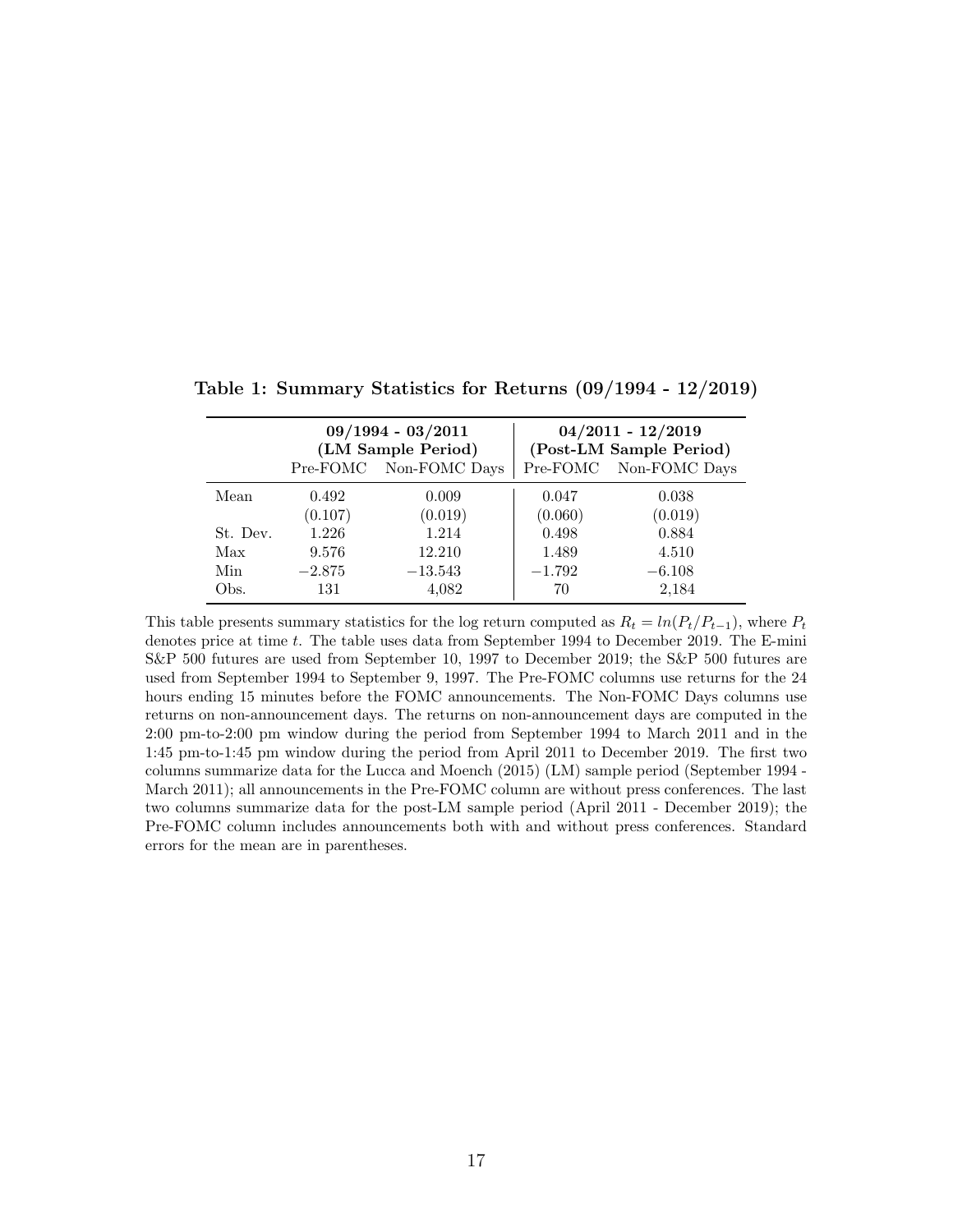**Table 1: Summary Statistics for Returns (09/1994 - 12/2019)**

| | **09/1994 - 03/2011 (LM Sample Period)** | | **04/2011 - 12/2019 (Post-LM Sample Period)** | |
|---|---|---|---|---|
| | Pre-FOMC | Non-FOMC Days | Pre-FOMC | Non-FOMC Days |
| Mean | 0.492 | 0.009 | 0.047 | 0.038 |
| | (0.107) | (0.019) | (0.060) | (0.019) |
| St. Dev. | 1.226 | 1.214 | 0.498 | 0.884 |
| Max | 9.576 | 12.210 | 1.489 | 4.510 |
| Min | −2.875 | −13.543 | −1.792 | −6.108 |
| Obs. | 131 | 4,082 | 70 | 2,184 |

This table presents summary statistics for the log return computed as $R_t = ln(P_t/P_{t-1})$, where $P_t$ denotes price at time $t$. The table uses data from September 1994 to December 2019. The E-mini S&P 500 futures are used from September 10, 1997 to December 2019; the S&P 500 futures are used from September 1994 to September 9, 1997. The Pre-FOMC columns use returns for the 24 hours ending 15 minutes before the FOMC announcements. The Non-FOMC Days columns use returns on non-announcement days. The returns on non-announcement days are computed in the 2:00 pm-to-2:00 pm window during the period from September 1994 to March 2011 and in the 1:45 pm-to-1:45 pm window during the period from April 2011 to December 2019. The first two columns summarize data for the Lucca and Moench (2015) (LM) sample period (September 1994 - March 2011); all announcements in the Pre-FOMC column are without press conferences. The last two columns summarize data for the post-LM sample period (April 2011 - December 2019); the Pre-FOMC column includes announcements both with and without press conferences. Standard errors for the mean are in parentheses.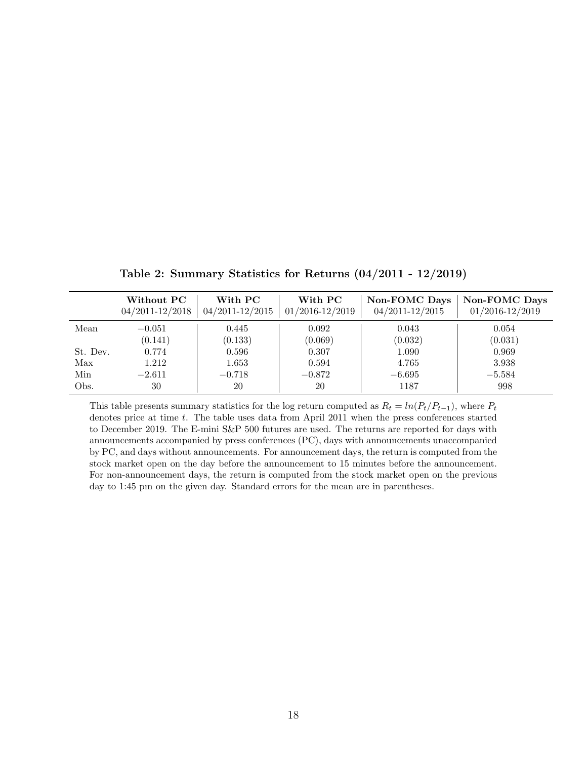**Table 2: Summary Statistics for Returns (04/2011 - 12/2019)**

| | **Without PC** 04/2011-12/2018 | **With PC** 04/2011-12/2015 | **With PC** 01/2016-12/2019 | **Non-FOMC Days** 04/2011-12/2015 | **Non-FOMC Days** 01/2016-12/2019 |
|---|---|---|---|---|---|
| Mean | $-0.051$ | 0.445 | 0.092 | 0.043 | 0.054 |
| | (0.141) | (0.133) | (0.069) | (0.032) | (0.031) |
| St. Dev. | 0.774 | 0.596 | 0.307 | 1.090 | 0.969 |
| Max | 1.212 | 1.653 | 0.594 | 4.765 | 3.938 |
| Min | $-2.611$ | $-0.718$ | $-0.872$ | $-6.695$ | $-5.584$ |
| Obs. | 30 | 20 | 20 | 1187 | 998 |

This table presents summary statistics for the log return computed as $R_t = ln(P_t/P_{t-1})$, where $P_t$ denotes price at time $t$. The table uses data from April 2011 when the press conferences started to December 2019. The E-mini S&P 500 futures are used. The returns are reported for days with announcements accompanied by press conferences (PC), days with announcements unaccompanied by PC, and days without announcements. For announcement days, the return is computed from the stock market open on the day before the announcement to 15 minutes before the announcement. For non-announcement days, the return is computed from the stock market open on the previous day to 1:45 pm on the given day. Standard errors for the mean are in parentheses.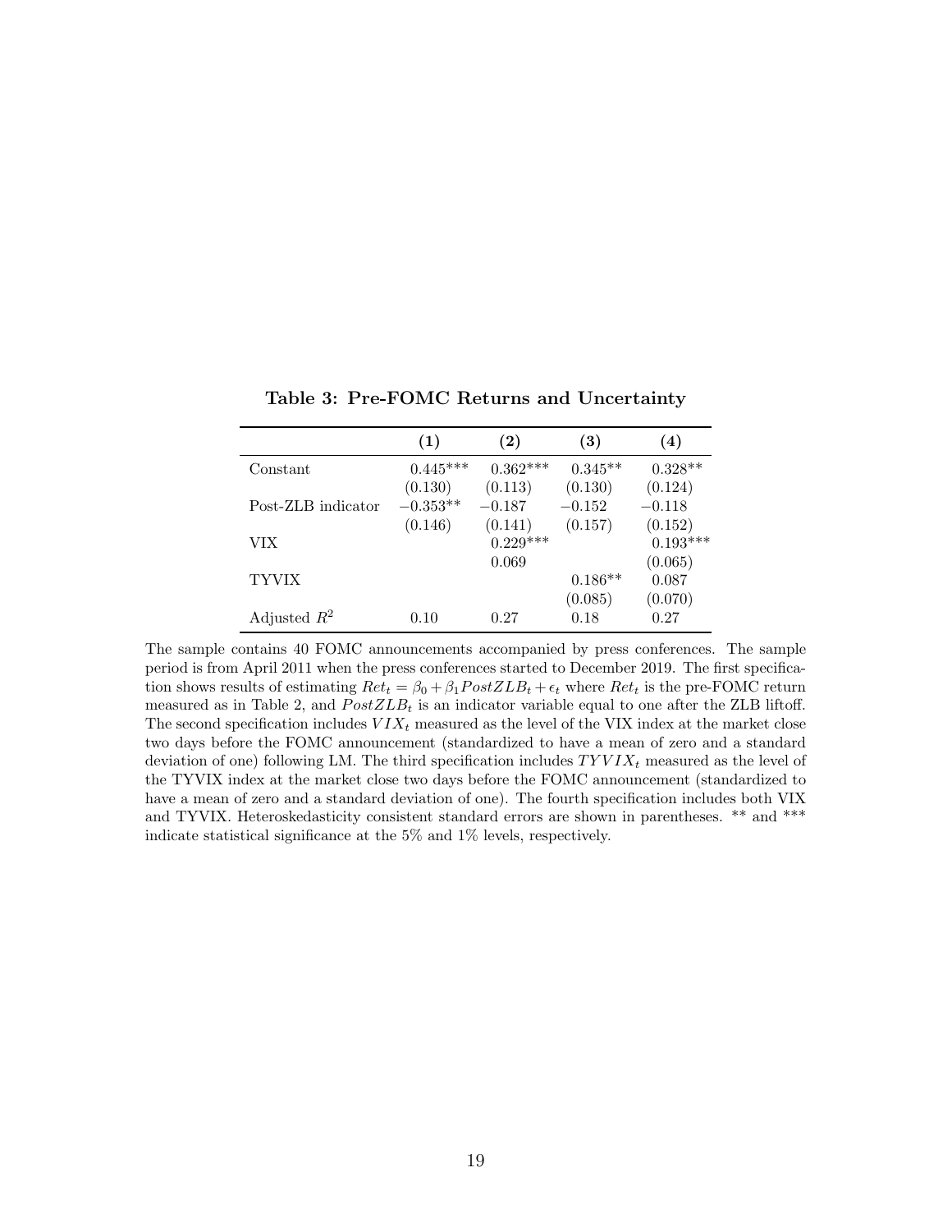**Table 3: Pre-FOMC Returns and Uncertainty**

| | **(1)** | **(2)** | **(3)** | **(4)** |
|---|---|---|---|---|
| Constant | 0.445*** | 0.362*** | 0.345** | 0.328** |
| | (0.130) | (0.113) | (0.130) | (0.124) |
| Post-ZLB indicator | −0.353** | −0.187 | −0.152 | −0.118 |
| | (0.146) | (0.141) | (0.157) | (0.152) |
| VIX | | 0.229*** | | 0.193*** |
| | | 0.069 | | (0.065) |
| TYVIX | | | 0.186** | 0.087 |
| | | | (0.085) | (0.070) |
| Adjusted $R^2$ | 0.10 | 0.27 | 0.18 | 0.27 |

The sample contains 40 FOMC announcements accompanied by press conferences. The sample period is from April 2011 when the press conferences started to December 2019. The first specification shows results of estimating $Ret_t = \beta_0 + \beta_1 PostZLB_t + \epsilon_t$ where $Ret_t$ is the pre-FOMC return measured as in Table 2, and $PostZLB_t$ is an indicator variable equal to one after the ZLB liftoff. The second specification includes $VIX_t$ measured as the level of the VIX index at the market close two days before the FOMC announcement (standardized to have a mean of zero and a standard deviation of one) following LM. The third specification includes $TYVIX_t$ measured as the level of the TYVIX index at the market close two days before the FOMC announcement (standardized to have a mean of zero and a standard deviation of one). The fourth specification includes both VIX and TYVIX. Heteroskedasticity consistent standard errors are shown in parentheses. ** and *** indicate statistical significance at the 5% and 1% levels, respectively.